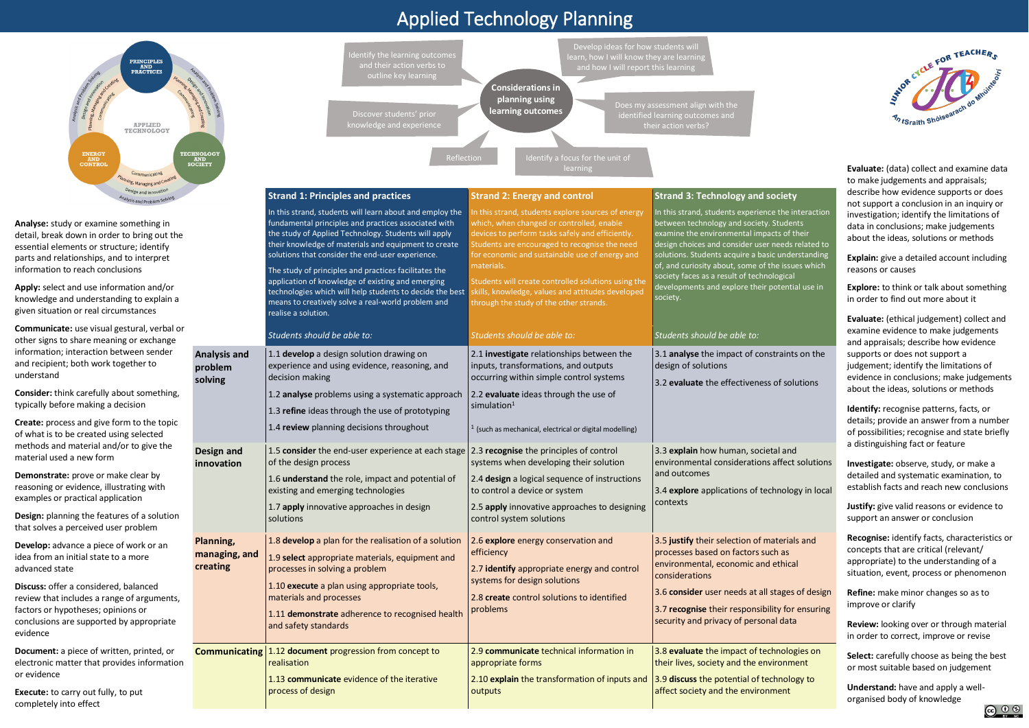# Applied Technology Planning

## Considerations in planning using learning outcomes

- Identify the learning outcomes and their action verbs to outline key learning
- Develop ideas for how students will learn, how I will know they are learning and how I will report this learning
- Discover students' prior knowledge and experience
- Does my assessment align with the identified learning outcomes and their action verbs?
- Reflection
- Identify a focus for the unit of learning

| | Strand 1: Principles and practices | Strand 2: Energy and control | Strand 3: Technology and society |
|---|---|---|---|
| | In this strand, students will learn about and employ the fundamental principles and practices associated with the study of Applied Technology. Students will apply their knowledge of materials and equipment to create solutions that consider the end-user experience. The study of principles and practices facilitates the application of knowledge of existing and emerging technologies which will help students to decide the best means to creatively solve a real-world problem and realise a solution. | In this strand, students explore sources of energy which, when changed or controlled, enable devices to perform tasks safely and efficiently. Students are encouraged to recognise the need for economic and sustainable use of energy and materials. Students will create controlled solutions using the skills, knowledge, values and attitudes developed through the study of the other strands. | In this strand, students experience the interaction between technology and society. Students examine the environmental impacts of their design choices and consider user needs related to solutions. Students acquire a basic understanding of, and curiosity about, some of the issues which society faces as a result of technological developments and explore their potential use in society. |
| | *Students should be able to:* | *Students should be able to:* | *Students should be able to:* |
| **Analysis and problem solving** | 1.1 **develop** a design solution drawing on experience and using evidence, reasoning, and decision making<br>1.2 **analyse** problems using a systematic approach<br>1.3 **refine** ideas through the use of prototyping<br>1.4 **review** planning decisions throughout | 2.1 **investigate** relationships between the inputs, transformations, and outputs occurring within simple control systems<br>2.2 **evaluate** ideas through the use of simulation[1]<br>[1] (such as mechanical, electrical or digital modelling) | 3.1 **analyse** the impact of constraints on the design of solutions<br>3.2 **evaluate** the effectiveness of solutions |
| **Design and innovation** | 1.5 **consider** the end-user experience at each stage of the design process<br>1.6 **understand** the role, impact and potential of existing and emerging technologies<br>1.7 **apply** innovative approaches in design solutions | 2.3 **recognise** the principles of control systems when developing their solution<br>2.4 **design** a logical sequence of instructions to control a device or system<br>2.5 **apply** innovative approaches to designing control system solutions | 3.3 **explain** how human, societal and environmental considerations affect solutions and outcomes<br>3.4 **explore** applications of technology in local contexts |
| **Planning, managing, and creating** | 1.8 **develop** a plan for the realisation of a solution<br>1.9 **select** appropriate materials, equipment and processes in solving a problem<br>1.10 **execute** a plan using appropriate tools, materials and processes<br>1.11 **demonstrate** adherence to recognised health and safety standards | 2.6 **explore** energy conservation and efficiency<br>2.7 **identify** appropriate energy and control systems for design solutions<br>2.8 **create** control solutions to identified problems | 3.5 **justify** their selection of materials and processes based on factors such as environmental, economic and ethical considerations<br>3.6 **consider** user needs at all stages of design<br>3.7 **recognise** their responsibility for ensuring security and privacy of personal data |
| **Communicating** | 1.12 **document** progression from concept to realisation<br>1.13 **communicate** evidence of the iterative process of design | 2.9 **communicate** technical information in appropriate forms<br>2.10 **explain** the transformation of inputs and outputs | 3.8 **evaluate** the impact of technologies on their lives, society and the environment<br>3.9 **discuss** the potential of technology to affect society and the environment |

**Analyse:** study or examine something in detail, break down in order to bring out the essential elements or structure; identify parts and relationships, and to interpret information to reach conclusions

**Apply:** select and use information and/or knowledge and understanding to explain a given situation or real circumstances

**Communicate:** use visual gestural, verbal or other signs to share meaning or exchange information; interaction between sender and recipient; both work together to understand

**Consider:** think carefully about something, typically before making a decision

**Create:** process and give form to the topic of what is to be created using selected methods and material and/or to give the material used a new form

**Demonstrate:** prove or make clear by reasoning or evidence, illustrating with examples or practical application

**Design:** planning the features of a solution that solves a perceived user problem

**Develop:** advance a piece of work or an idea from an initial state to a more advanced state

**Discuss:** offer a considered, balanced review that includes a range of arguments, factors or hypotheses; opinions or conclusions are supported by appropriate evidence

**Document:** a piece of written, printed, or electronic matter that provides information or evidence

**Execute:** to carry out fully, to put completely into effect

**Evaluate:** (data) collect and examine data to make judgements and appraisals; describe how evidence supports or does not support a conclusion in an inquiry or investigation; identify the limitations of data in conclusions; make judgements about the ideas, solutions or methods

**Explain:** give a detailed account including reasons or causes

**Explore:** to think or talk about something in order to find out more about it

**Evaluate:** (ethical judgement) collect and examine evidence to make judgements and appraisals; describe how evidence supports or does not support a judgement; identify the limitations of evidence in conclusions; make judgements about the ideas, solutions or methods

**Identify:** recognise patterns, facts, or details; provide an answer from a number of possibilities; recognise and state briefly a distinguishing fact or feature

**Investigate:** observe, study, or make a detailed and systematic examination, to establish facts and reach new conclusions

**Justify:** give valid reasons or evidence to support an answer or conclusion

**Recognise:** identify facts, characteristics or concepts that are critical (relevant/appropriate) to the understanding of a situation, event, process or phenomenon

**Refine:** make minor changes so as to improve or clarify

**Review:** looking over or through material in order to correct, improve or revise

**Select:** carefully choose as being the best or most suitable based on judgement

**Understand:** have and apply a well-organised body of knowledge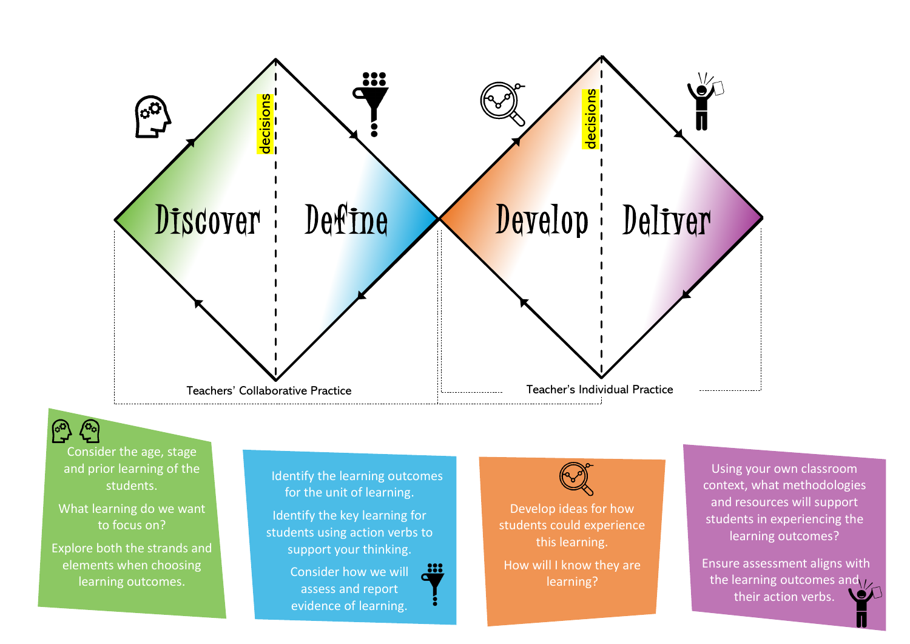Discover

Define

Develop

Deliver

decisions

decisions

Teachers' Collaborative Practice

Teacher's Individual Practice

Consider the age, stage and prior learning of the students.

What learning do we want to focus on?

Explore both the strands and elements when choosing learning outcomes.

Identify the learning outcomes for the unit of learning.

Identify the key learning for students using action verbs to support your thinking.

Consider how we will assess and report evidence of learning.

Develop ideas for how students could experience this learning.

How will I know they are learning?

Using your own classroom context, what methodologies and resources will support students in experiencing the learning outcomes?

Ensure assessment aligns with the learning outcomes and their action verbs.